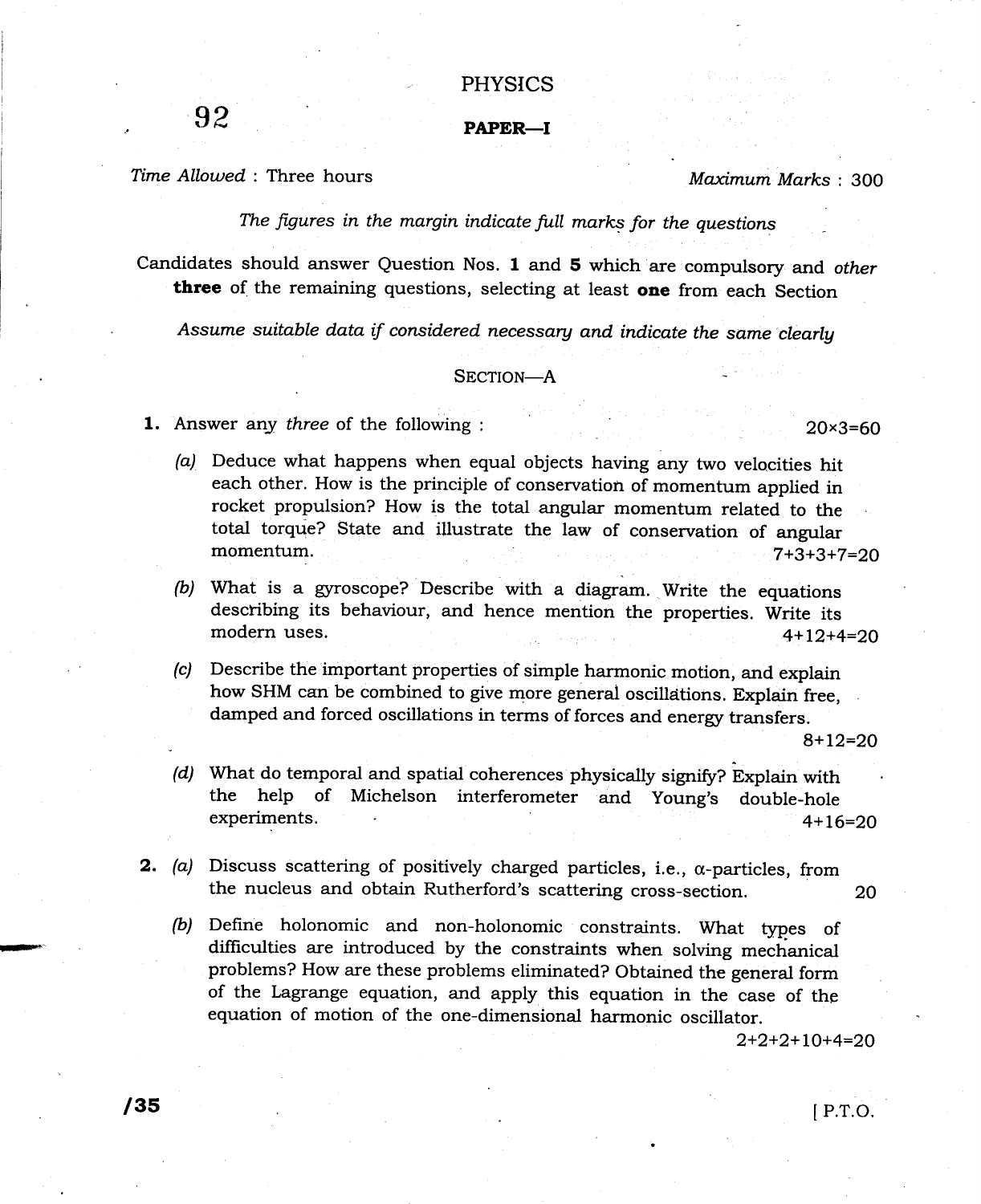# PHYSICS

92

## PAPER—I

*Time Allowed* : Three hours *Maximum Marks* : 300

*The figures in the margin indicate full marks for the questions*

Candidates should answer Question Nos. **1** and **5** which are compulsory and *other* **three** of the remaining questions, selecting at least **one** from each Section

*Assume suitable data if considered necessary and indicate the same clearly*

### SECTION—A

**1.** Answer any *three* of the following : 20×3=60

(a) Deduce what happens when equal objects having any two velocities hit each other. How is the principle of conservation of momentum applied in rocket propulsion? How is the total angular momentum related to the total torque? State and illustrate the law of conservation of angular momentum. 7+3+3+7=20

(b) What is a gyroscope? Describe with a diagram. Write the equations describing its behaviour, and hence mention the properties. Write its modern uses. 4+12+4=20

(c) Describe the important properties of simple harmonic motion, and explain how SHM can be combined to give more general oscillations. Explain free, damped and forced oscillations in terms of forces and energy transfers. 8+12=20

(d) What do temporal and spatial coherences physically signify? Explain with the help of Michelson interferometer and Young's double-hole experiments. 4+16=20

**2.** (a) Discuss scattering of positively charged particles, i.e., $\alpha$-particles, from the nucleus and obtain Rutherford's scattering cross-section. 20

(b) Define holonomic and non-holonomic constraints. What types of difficulties are introduced by the constraints when solving mechanical problems? How are these problems eliminated? Obtained the general form of the Lagrange equation, and apply this equation in the case of the equation of motion of the one-dimensional harmonic oscillator. 2+2+2+10+4=20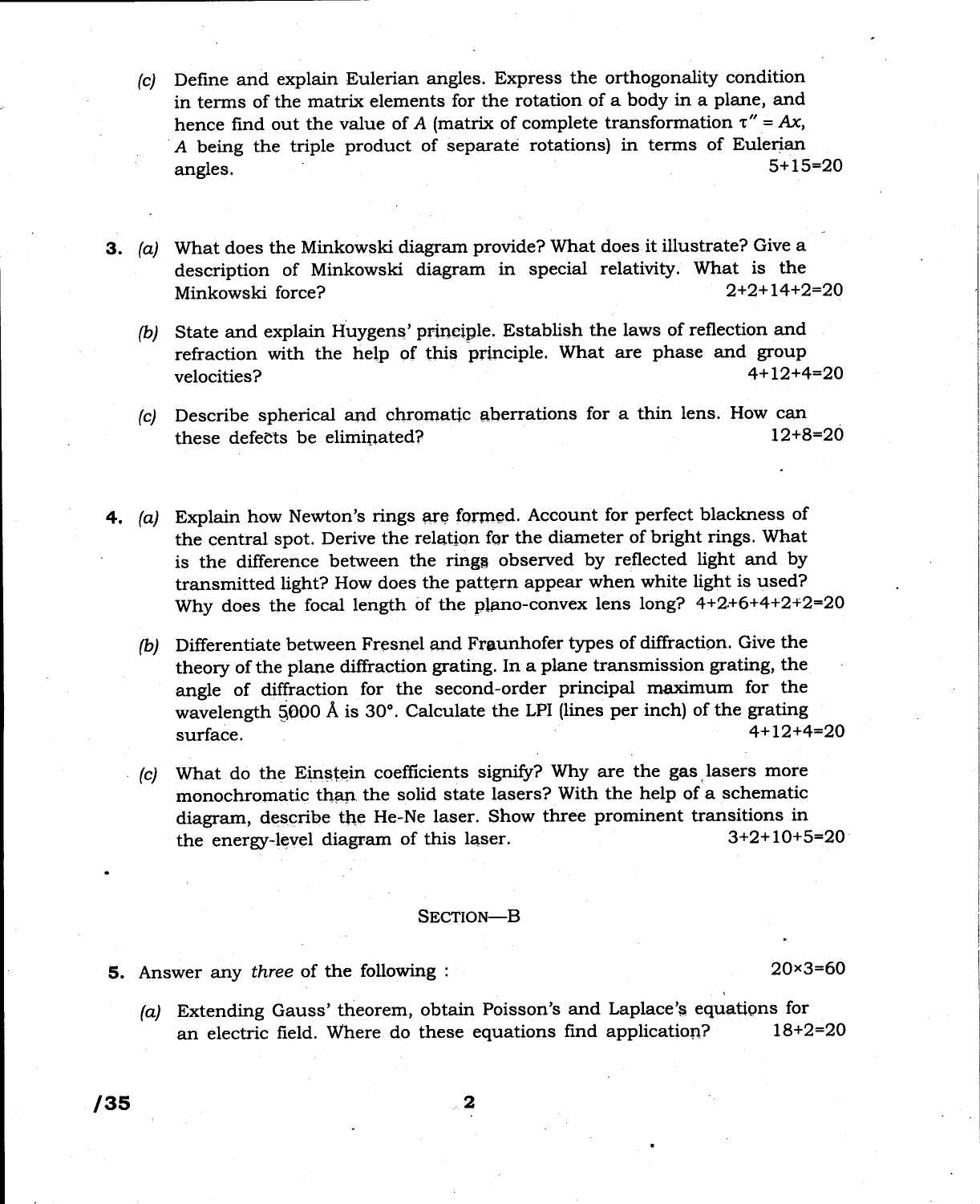(c) Define and explain Eulerian angles. Express the orthogonality condition in terms of the matrix elements for the rotation of a body in a plane, and hence find out the value of $A$ (matrix of complete transformation $\tau'' = Ax$, $A$ being the triple product of separate rotations) in terms of Eulerian angles. 5+15=20

**3.** (a) What does the Minkowski diagram provide? What does it illustrate? Give a description of Minkowski diagram in special relativity. What is the Minkowski force? 2+2+14+2=20

(b) State and explain Huygens' principle. Establish the laws of reflection and refraction with the help of this principle. What are phase and group velocities? 4+12+4=20

(c) Describe spherical and chromatic aberrations for a thin lens. How can these defects be eliminated? 12+8=20

**4.** (a) Explain how Newton's rings are formed. Account for perfect blackness of the central spot. Derive the relation for the diameter of bright rings. What is the difference between the rings observed by reflected light and by transmitted light? How does the pattern appear when white light is used? Why does the focal length of the plano-convex lens long? 4+2+6+4+2+2=20

(b) Differentiate between Fresnel and Fraunhofer types of diffraction. Give the theory of the plane diffraction grating. In a plane transmission grating, the angle of diffraction for the second-order principal maximum for the wavelength 5000 Å is 30°. Calculate the LPI (lines per inch) of the grating surface. 4+12+4=20

(c) What do the Einstein coefficients signify? Why are the gas lasers more monochromatic than the solid state lasers? With the help of a schematic diagram, describe the He-Ne laser. Show three prominent transitions in the energy-level diagram of this laser. 3+2+10+5=20

## SECTION—B

**5.** Answer any *three* of the following : 20×3=60

(a) Extending Gauss' theorem, obtain Poisson's and Laplace's equations for an electric field. Where do these equations find application? 18+2=20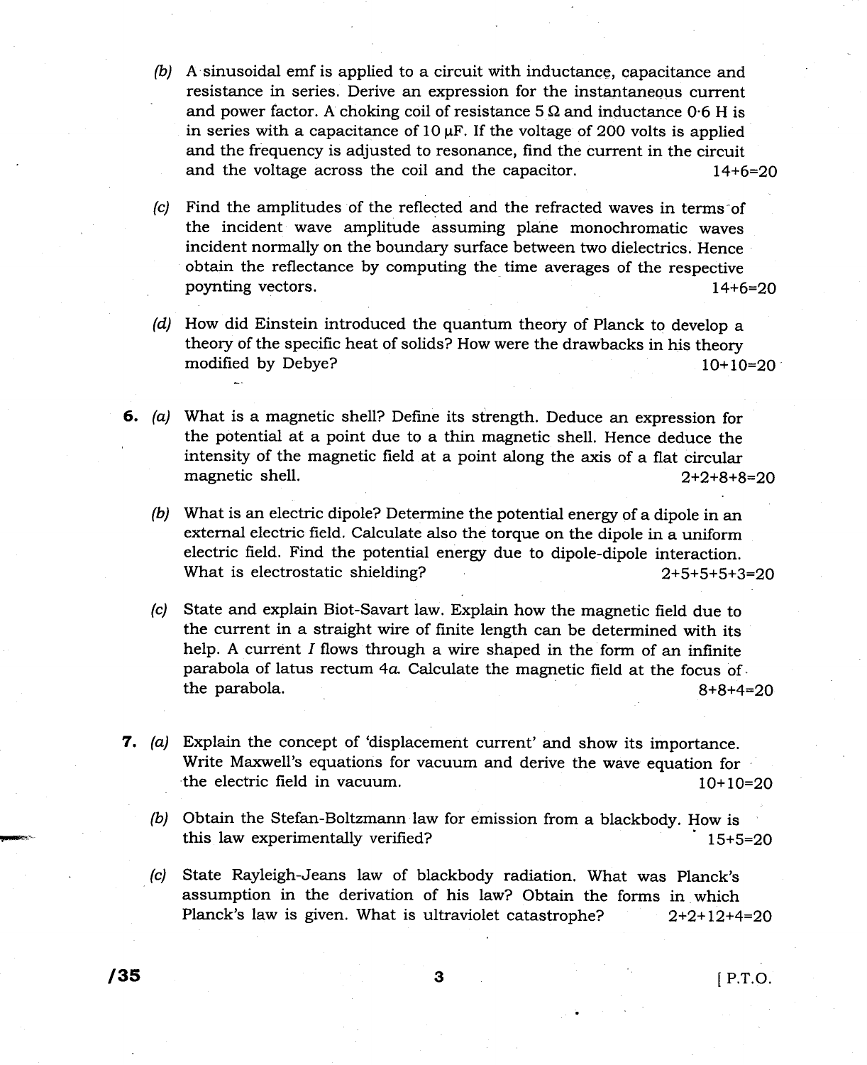(b) A sinusoidal emf is applied to a circuit with inductance, capacitance and resistance in series. Derive an expression for the instantaneous current and power factor. A choking coil of resistance 5 Ω and inductance 0·6 H is in series with a capacitance of 10 μF. If the voltage of 200 volts is applied and the frequency is adjusted to resonance, find the current in the circuit and the voltage across the coil and the capacitor. 14+6=20

(c) Find the amplitudes of the reflected and the refracted waves in terms of the incident wave amplitude assuming plane monochromatic waves incident normally on the boundary surface between two dielectrics. Hence obtain the reflectance by computing the time averages of the respective poynting vectors. 14+6=20

(d) How did Einstein introduced the quantum theory of Planck to develop a theory of the specific heat of solids? How were the drawbacks in his theory modified by Debye? 10+10=20

**6.** (a) What is a magnetic shell? Define its strength. Deduce an expression for the potential at a point due to a thin magnetic shell. Hence deduce the intensity of the magnetic field at a point along the axis of a flat circular magnetic shell. 2+2+8+8=20

(b) What is an electric dipole? Determine the potential energy of a dipole in an external electric field. Calculate also the torque on the dipole in a uniform electric field. Find the potential energy due to dipole-dipole interaction. What is electrostatic shielding? 2+5+5+5+3=20

(c) State and explain Biot-Savart law. Explain how the magnetic field due to the current in a straight wire of finite length can be determined with its help. A current $I$ flows through a wire shaped in the form of an infinite parabola of latus rectum $4a$. Calculate the magnetic field at the focus of the parabola. 8+8+4=20

**7.** (a) Explain the concept of 'displacement current' and show its importance. Write Maxwell's equations for vacuum and derive the wave equation for the electric field in vacuum. 10+10=20

(b) Obtain the Stefan-Boltzmann law for emission from a blackbody. How is this law experimentally verified? 15+5=20

(c) State Rayleigh-Jeans law of blackbody radiation. What was Planck's assumption in the derivation of his law? Obtain the forms in which Planck's law is given. What is ultraviolet catastrophe? 2+2+12+4=20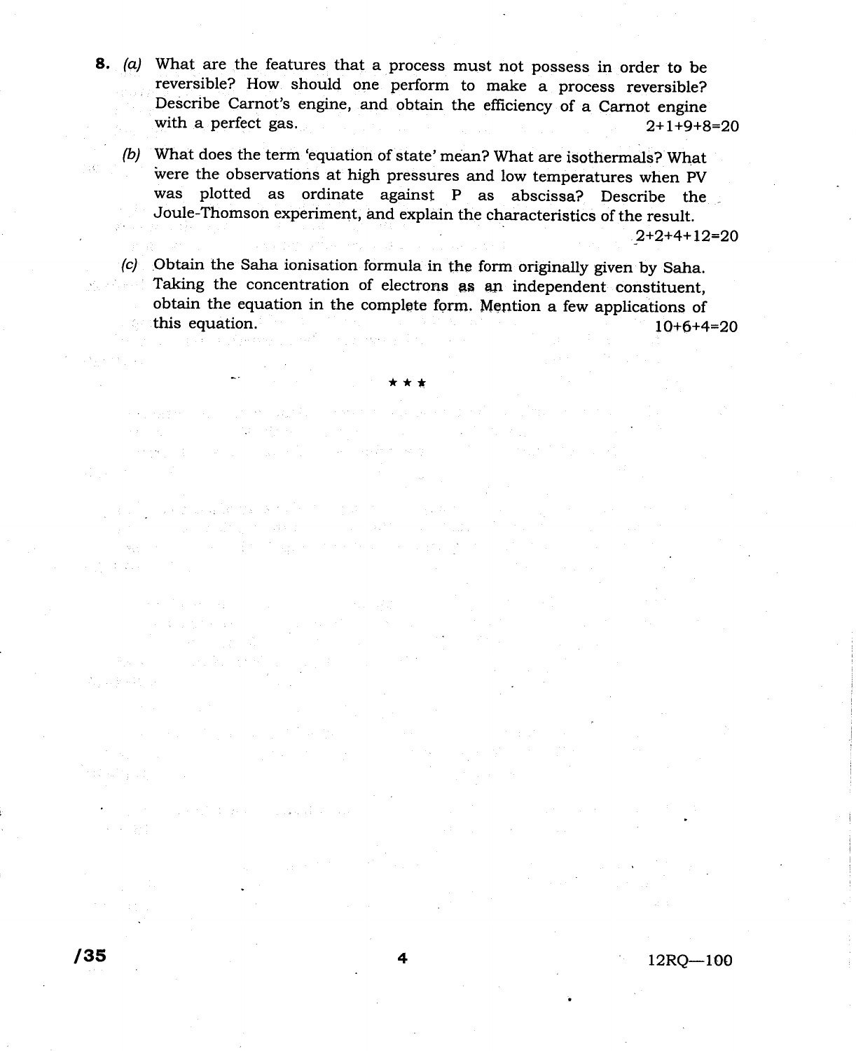8. (a) What are the features that a process must not possess in order to be reversible? How should one perform to make a process reversible? Describe Carnot's engine, and obtain the efficiency of a Carnot engine with a perfect gas. 2+1+9+8=20

   (b) What does the term 'equation of state' mean? What are isothermals? What were the observations at high pressures and low temperatures when PV was plotted as ordinate against P as abscissa? Describe the Joule-Thomson experiment, and explain the characteristics of the result. 2+2+4+12=20

   (c) Obtain the Saha ionisation formula in the form originally given by Saha. Taking the concentration of electrons as an independent constituent, obtain the equation in the complete form. Mention a few applications of this equation. 10+6+4=20

★ ★ ★

/35

12RQ—100